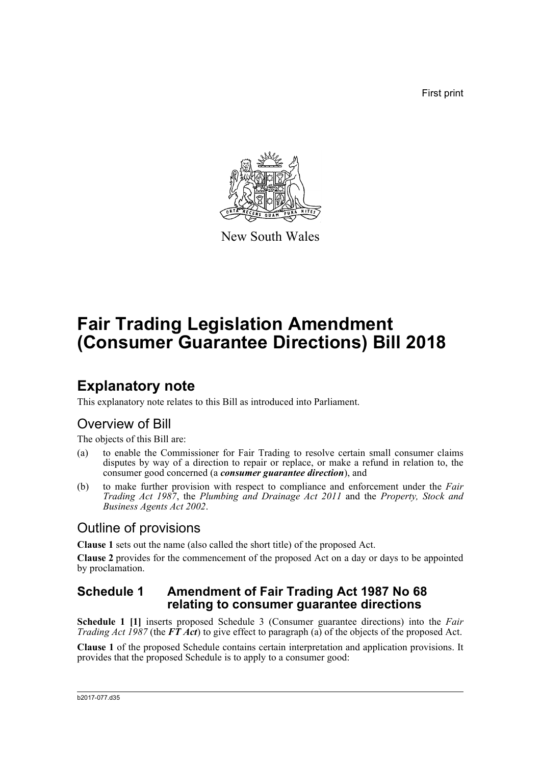First print

New South Wales

# Fair Trading Legislation Amendment (Consumer Guarantee Directions) Bill 2018

## Explanatory note

This explanatory note relates to this Bill as introduced into Parliament.

## Overview of Bill

The objects of this Bill are:

(a) to enable the Commissioner for Fair Trading to resolve certain small consumer claims disputes by way of a direction to repair or replace, or make a refund in relation to, the consumer good concerned (a ***consumer guarantee direction***), and

(b) to make further provision with respect to compliance and enforcement under the *Fair Trading Act 1987*, the *Plumbing and Drainage Act 2011* and the *Property, Stock and Business Agents Act 2002*.

## Outline of provisions

**Clause 1** sets out the name (also called the short title) of the proposed Act.

**Clause 2** provides for the commencement of the proposed Act on a day or days to be appointed by proclamation.

### Schedule 1 Amendment of Fair Trading Act 1987 No 68 relating to consumer guarantee directions

**Schedule 1 [1]** inserts proposed Schedule 3 (Consumer guarantee directions) into the *Fair Trading Act 1987* (the ***FT Act***) to give effect to paragraph (a) of the objects of the proposed Act.

**Clause 1** of the proposed Schedule contains certain interpretation and application provisions. It provides that the proposed Schedule is to apply to a consumer good:

b2017-077.d35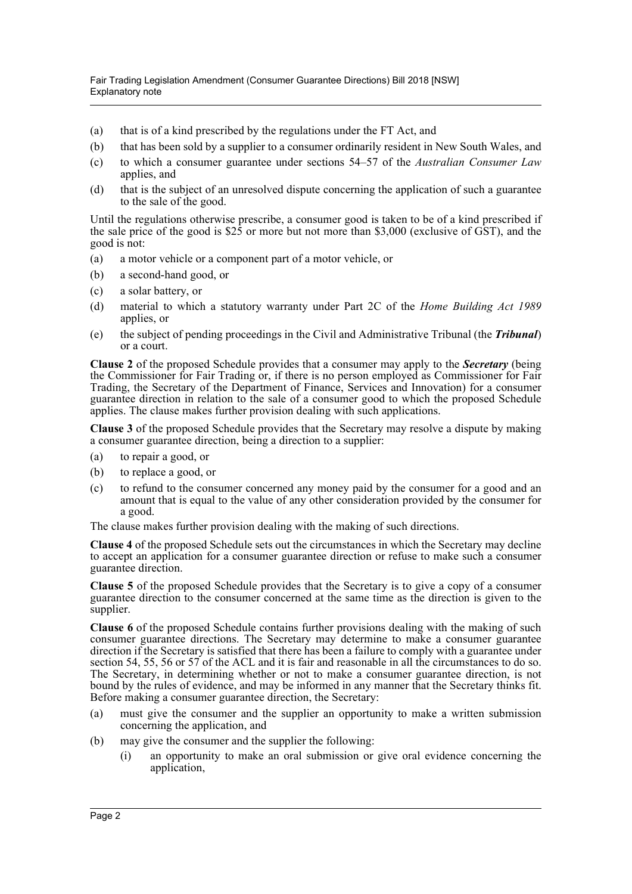(a) that is of a kind prescribed by the regulations under the FT Act, and

(b) that has been sold by a supplier to a consumer ordinarily resident in New South Wales, and

(c) to which a consumer guarantee under sections 54–57 of the *Australian Consumer Law* applies, and

(d) that is the subject of an unresolved dispute concerning the application of such a guarantee to the sale of the good.

Until the regulations otherwise prescribe, a consumer good is taken to be of a kind prescribed if the sale price of the good is $25 or more but not more than $3,000 (exclusive of GST), and the good is not:

(a) a motor vehicle or a component part of a motor vehicle, or

(b) a second-hand good, or

(c) a solar battery, or

(d) material to which a statutory warranty under Part 2C of the *Home Building Act 1989* applies, or

(e) the subject of pending proceedings in the Civil and Administrative Tribunal (the ***Tribunal***) or a court.

**Clause 2** of the proposed Schedule provides that a consumer may apply to the ***Secretary*** (being the Commissioner for Fair Trading or, if there is no person employed as Commissioner for Fair Trading, the Secretary of the Department of Finance, Services and Innovation) for a consumer guarantee direction in relation to the sale of a consumer good to which the proposed Schedule applies. The clause makes further provision dealing with such applications.

**Clause 3** of the proposed Schedule provides that the Secretary may resolve a dispute by making a consumer guarantee direction, being a direction to a supplier:

(a) to repair a good, or

(b) to replace a good, or

(c) to refund to the consumer concerned any money paid by the consumer for a good and an amount that is equal to the value of any other consideration provided by the consumer for a good.

The clause makes further provision dealing with the making of such directions.

**Clause 4** of the proposed Schedule sets out the circumstances in which the Secretary may decline to accept an application for a consumer guarantee direction or refuse to make such a consumer guarantee direction.

**Clause 5** of the proposed Schedule provides that the Secretary is to give a copy of a consumer guarantee direction to the consumer concerned at the same time as the direction is given to the supplier.

**Clause 6** of the proposed Schedule contains further provisions dealing with the making of such consumer guarantee directions. The Secretary may determine to make a consumer guarantee direction if the Secretary is satisfied that there has been a failure to comply with a guarantee under section 54, 55, 56 or 57 of the ACL and it is fair and reasonable in all the circumstances to do so. The Secretary, in determining whether or not to make a consumer guarantee direction, is not bound by the rules of evidence, and may be informed in any manner that the Secretary thinks fit. Before making a consumer guarantee direction, the Secretary:

(a) must give the consumer and the supplier an opportunity to make a written submission concerning the application, and

(b) may give the consumer and the supplier the following:

  (i) an opportunity to make an oral submission or give oral evidence concerning the application,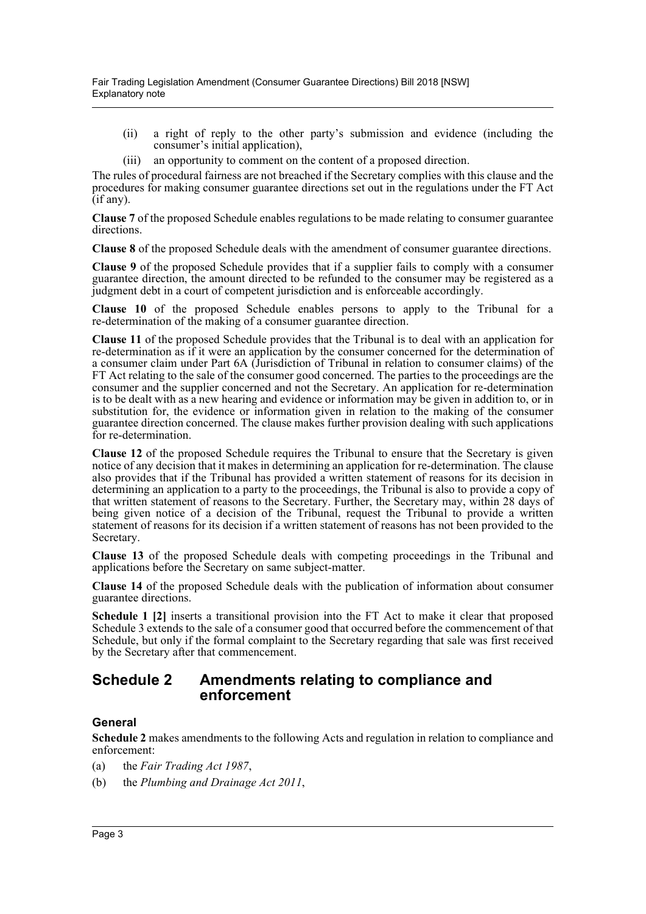(ii) a right of reply to the other party's submission and evidence (including the consumer's initial application),

(iii) an opportunity to comment on the content of a proposed direction.

The rules of procedural fairness are not breached if the Secretary complies with this clause and the procedures for making consumer guarantee directions set out in the regulations under the FT Act (if any).

**Clause 7** of the proposed Schedule enables regulations to be made relating to consumer guarantee directions.

**Clause 8** of the proposed Schedule deals with the amendment of consumer guarantee directions.

**Clause 9** of the proposed Schedule provides that if a supplier fails to comply with a consumer guarantee direction, the amount directed to be refunded to the consumer may be registered as a judgment debt in a court of competent jurisdiction and is enforceable accordingly.

**Clause 10** of the proposed Schedule enables persons to apply to the Tribunal for a re-determination of the making of a consumer guarantee direction.

**Clause 11** of the proposed Schedule provides that the Tribunal is to deal with an application for re-determination as if it were an application by the consumer concerned for the determination of a consumer claim under Part 6A (Jurisdiction of Tribunal in relation to consumer claims) of the FT Act relating to the sale of the consumer good concerned. The parties to the proceedings are the consumer and the supplier concerned and not the Secretary. An application for re-determination is to be dealt with as a new hearing and evidence or information may be given in addition to, or in substitution for, the evidence or information given in relation to the making of the consumer guarantee direction concerned. The clause makes further provision dealing with such applications for re-determination.

**Clause 12** of the proposed Schedule requires the Tribunal to ensure that the Secretary is given notice of any decision that it makes in determining an application for re-determination. The clause also provides that if the Tribunal has provided a written statement of reasons for its decision in determining an application to a party to the proceedings, the Tribunal is also to provide a copy of that written statement of reasons to the Secretary. Further, the Secretary may, within 28 days of being given notice of a decision of the Tribunal, request the Tribunal to provide a written statement of reasons for its decision if a written statement of reasons has not been provided to the Secretary.

**Clause 13** of the proposed Schedule deals with competing proceedings in the Tribunal and applications before the Secretary on same subject-matter.

**Clause 14** of the proposed Schedule deals with the publication of information about consumer guarantee directions.

**Schedule 1 [2]** inserts a transitional provision into the FT Act to make it clear that proposed Schedule 3 extends to the sale of a consumer good that occurred before the commencement of that Schedule, but only if the formal complaint to the Secretary regarding that sale was first received by the Secretary after that commencement.

## Schedule 2 Amendments relating to compliance and enforcement

### General

**Schedule 2** makes amendments to the following Acts and regulation in relation to compliance and enforcement:

(a) the *Fair Trading Act 1987*,

(b) the *Plumbing and Drainage Act 2011*,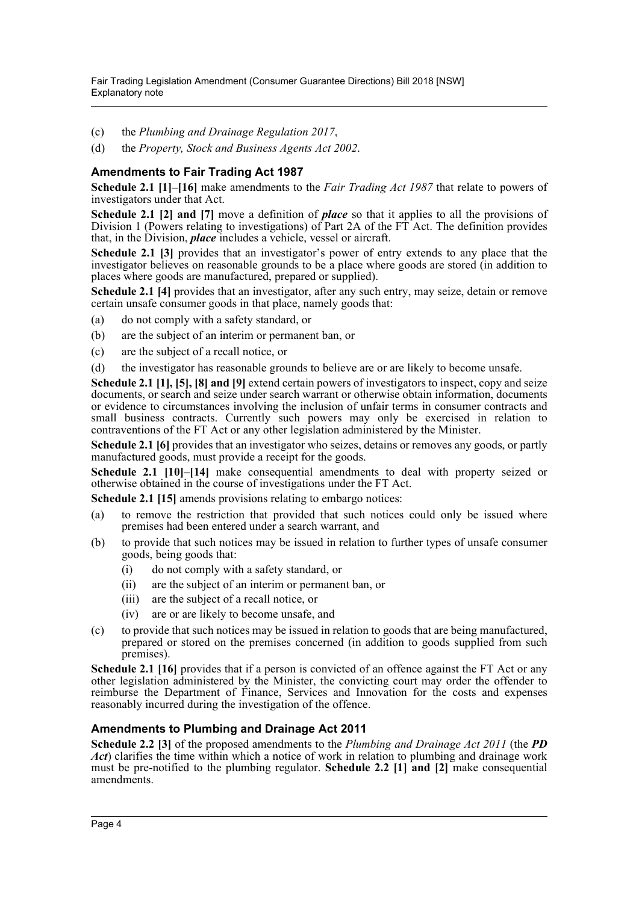(c) the *Plumbing and Drainage Regulation 2017*,

(d) the *Property, Stock and Business Agents Act 2002*.

### Amendments to Fair Trading Act 1987

**Schedule 2.1 [1]–[16]** make amendments to the *Fair Trading Act 1987* that relate to powers of investigators under that Act.

**Schedule 2.1 [2] and [7]** move a definition of ***place*** so that it applies to all the provisions of Division 1 (Powers relating to investigations) of Part 2A of the FT Act. The definition provides that, in the Division, ***place*** includes a vehicle, vessel or aircraft.

**Schedule 2.1 [3]** provides that an investigator's power of entry extends to any place that the investigator believes on reasonable grounds to be a place where goods are stored (in addition to places where goods are manufactured, prepared or supplied).

**Schedule 2.1 [4]** provides that an investigator, after any such entry, may seize, detain or remove certain unsafe consumer goods in that place, namely goods that:

(a) do not comply with a safety standard, or

(b) are the subject of an interim or permanent ban, or

(c) are the subject of a recall notice, or

(d) the investigator has reasonable grounds to believe are or are likely to become unsafe.

**Schedule 2.1 [1], [5], [8] and [9]** extend certain powers of investigators to inspect, copy and seize documents, or search and seize under search warrant or otherwise obtain information, documents or evidence to circumstances involving the inclusion of unfair terms in consumer contracts and small business contracts. Currently such powers may only be exercised in relation to contraventions of the FT Act or any other legislation administered by the Minister.

**Schedule 2.1 [6]** provides that an investigator who seizes, detains or removes any goods, or partly manufactured goods, must provide a receipt for the goods.

**Schedule 2.1 [10]–[14]** make consequential amendments to deal with property seized or otherwise obtained in the course of investigations under the FT Act.

**Schedule 2.1 [15]** amends provisions relating to embargo notices:

(a) to remove the restriction that provided that such notices could only be issued where premises had been entered under a search warrant, and

(b) to provide that such notices may be issued in relation to further types of unsafe consumer goods, being goods that:

 (i) do not comply with a safety standard, or

 (ii) are the subject of an interim or permanent ban, or

 (iii) are the subject of a recall notice, or

 (iv) are or are likely to become unsafe, and

(c) to provide that such notices may be issued in relation to goods that are being manufactured, prepared or stored on the premises concerned (in addition to goods supplied from such premises).

**Schedule 2.1 [16]** provides that if a person is convicted of an offence against the FT Act or any other legislation administered by the Minister, the convicting court may order the offender to reimburse the Department of Finance, Services and Innovation for the costs and expenses reasonably incurred during the investigation of the offence.

### Amendments to Plumbing and Drainage Act 2011

**Schedule 2.2 [3]** of the proposed amendments to the *Plumbing and Drainage Act 2011* (the ***PD Act***) clarifies the time within which a notice of work in relation to plumbing and drainage work must be pre-notified to the plumbing regulator. **Schedule 2.2 [1] and [2]** make consequential amendments.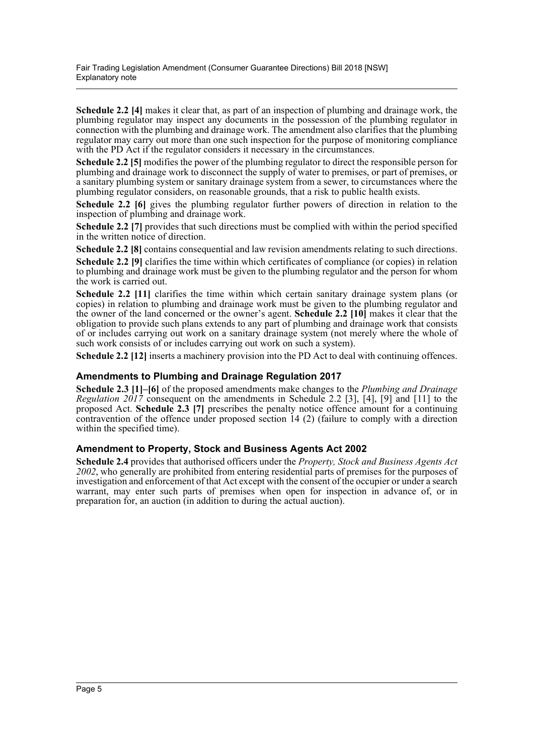**Schedule 2.2 [4]** makes it clear that, as part of an inspection of plumbing and drainage work, the plumbing regulator may inspect any documents in the possession of the plumbing regulator in connection with the plumbing and drainage work. The amendment also clarifies that the plumbing regulator may carry out more than one such inspection for the purpose of monitoring compliance with the PD Act if the regulator considers it necessary in the circumstances.

**Schedule 2.2 [5]** modifies the power of the plumbing regulator to direct the responsible person for plumbing and drainage work to disconnect the supply of water to premises, or part of premises, or a sanitary plumbing system or sanitary drainage system from a sewer, to circumstances where the plumbing regulator considers, on reasonable grounds, that a risk to public health exists.

**Schedule 2.2 [6]** gives the plumbing regulator further powers of direction in relation to the inspection of plumbing and drainage work.

**Schedule 2.2 [7]** provides that such directions must be complied with within the period specified in the written notice of direction.

**Schedule 2.2 [8]** contains consequential and law revision amendments relating to such directions.

**Schedule 2.2 [9]** clarifies the time within which certificates of compliance (or copies) in relation to plumbing and drainage work must be given to the plumbing regulator and the person for whom the work is carried out.

**Schedule 2.2 [11]** clarifies the time within which certain sanitary drainage system plans (or copies) in relation to plumbing and drainage work must be given to the plumbing regulator and the owner of the land concerned or the owner's agent. **Schedule 2.2 [10]** makes it clear that the obligation to provide such plans extends to any part of plumbing and drainage work that consists of or includes carrying out work on a sanitary drainage system (not merely where the whole of such work consists of or includes carrying out work on such a system).

**Schedule 2.2 [12]** inserts a machinery provision into the PD Act to deal with continuing offences.

### Amendments to Plumbing and Drainage Regulation 2017

**Schedule 2.3 [1]–[6]** of the proposed amendments make changes to the *Plumbing and Drainage Regulation 2017* consequent on the amendments in Schedule 2.2 [3], [4], [9] and [11] to the proposed Act. **Schedule 2.3 [7]** prescribes the penalty notice offence amount for a continuing contravention of the offence under proposed section 14 (2) (failure to comply with a direction within the specified time).

### Amendment to Property, Stock and Business Agents Act 2002

**Schedule 2.4** provides that authorised officers under the *Property, Stock and Business Agents Act 2002*, who generally are prohibited from entering residential parts of premises for the purposes of investigation and enforcement of that Act except with the consent of the occupier or under a search warrant, may enter such parts of premises when open for inspection in advance of, or in preparation for, an auction (in addition to during the actual auction).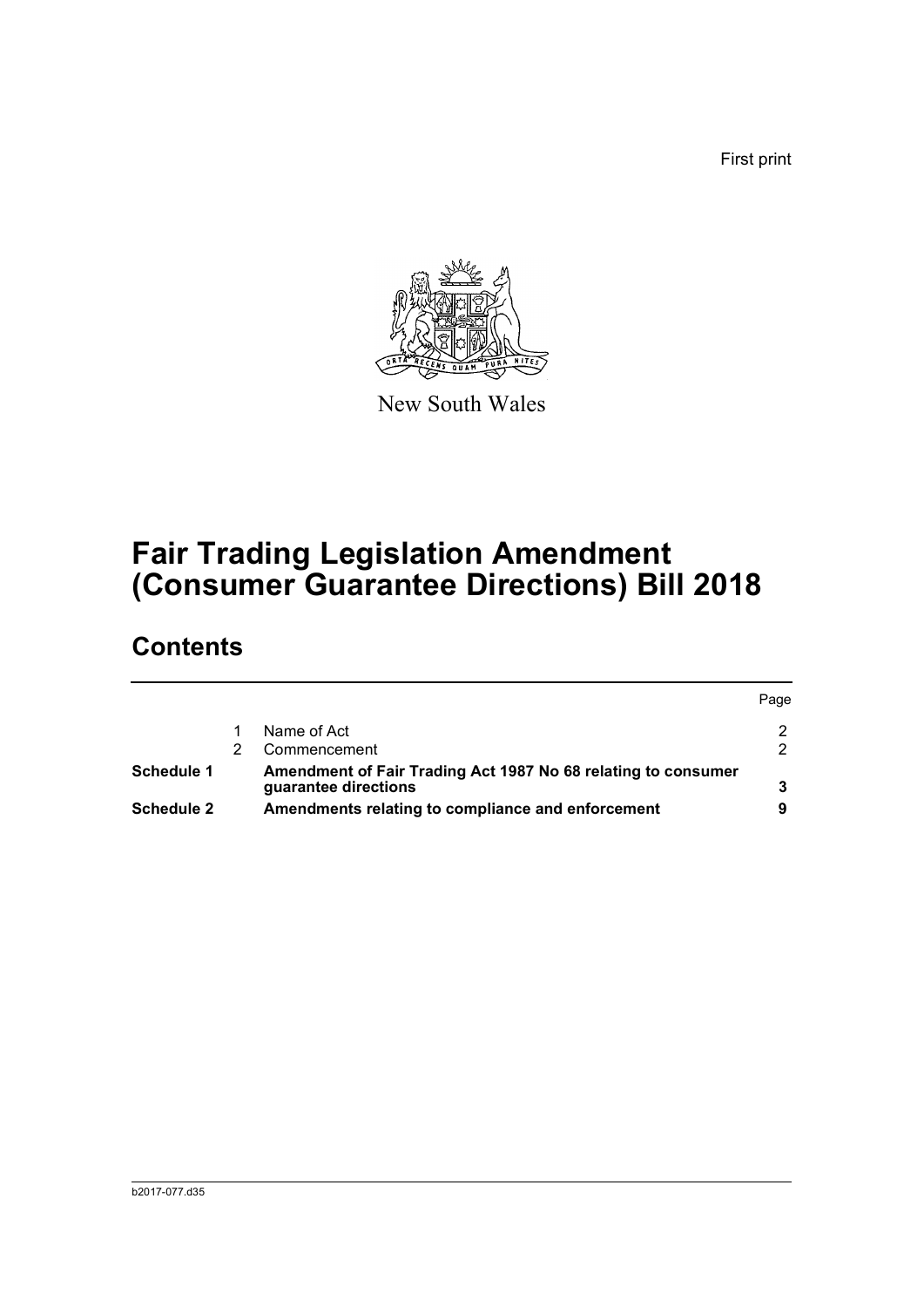First print

New South Wales

# Fair Trading Legislation Amendment (Consumer Guarantee Directions) Bill 2018

## Contents

| | | | Page |
|---|---|---|---|
| | 1 | Name of Act | 2 |
| | 2 | Commencement | 2 |
| **Schedule 1** | | **Amendment of Fair Trading Act 1987 No 68 relating to consumer guarantee directions** | **3** |
| **Schedule 2** | | **Amendments relating to compliance and enforcement** | **9** |

b2017-077.d35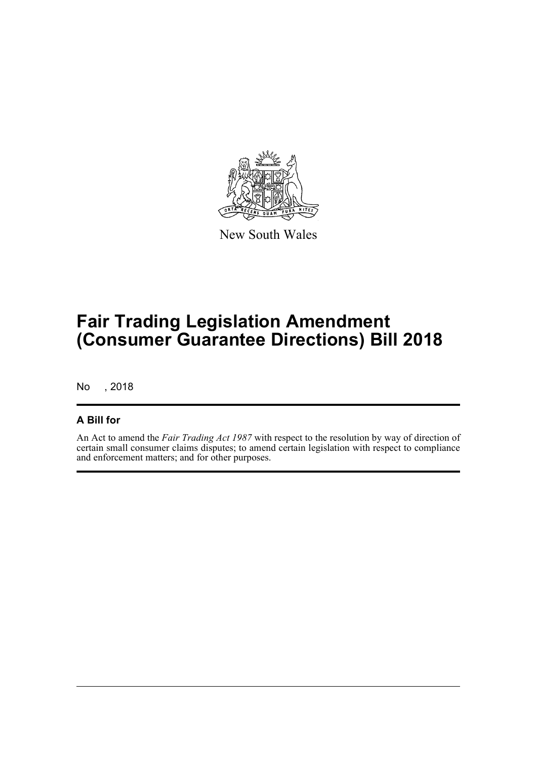New South Wales

# Fair Trading Legislation Amendment (Consumer Guarantee Directions) Bill 2018

No , 2018

## A Bill for

An Act to amend the *Fair Trading Act 1987* with respect to the resolution by way of direction of certain small consumer claims disputes; to amend certain legislation with respect to compliance and enforcement matters; and for other purposes.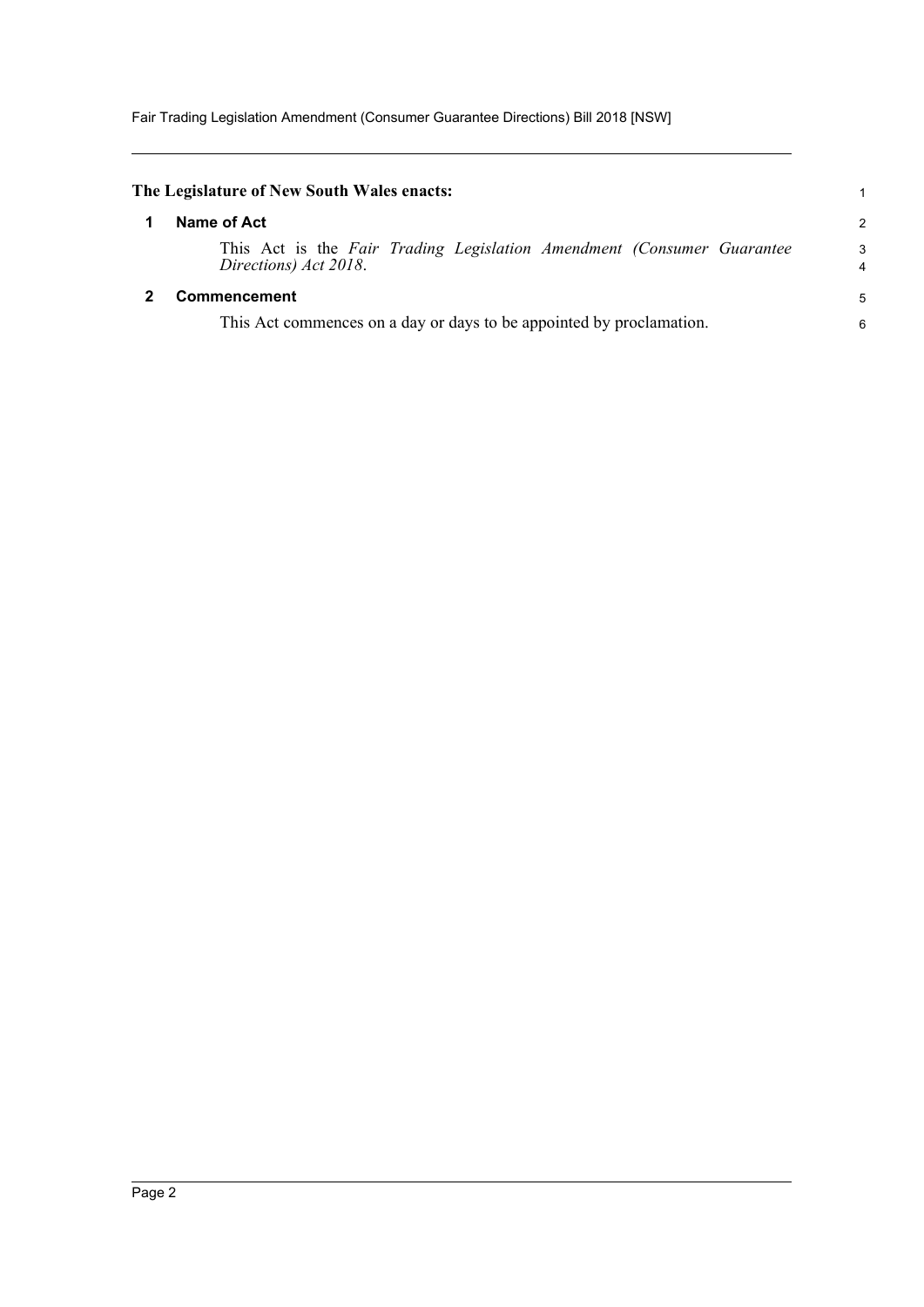**The Legislature of New South Wales enacts:**

## 1 Name of Act

This Act is the *Fair Trading Legislation Amendment (Consumer Guarantee Directions) Act 2018*.

## 2 Commencement

This Act commences on a day or days to be appointed by proclamation.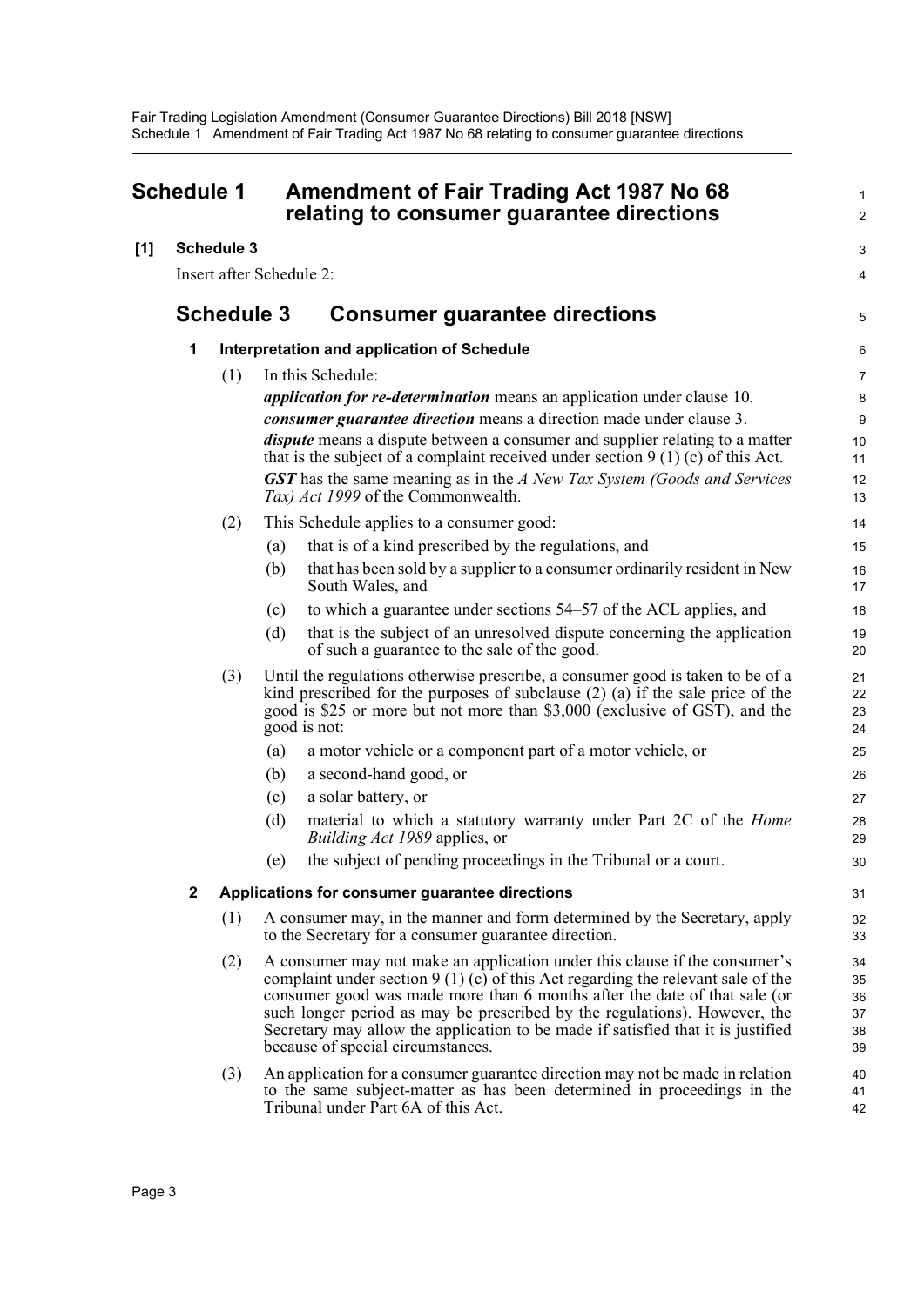# Schedule 1 Amendment of Fair Trading Act 1987 No 68 relating to consumer guarantee directions

**[1] Schedule 3**

Insert after Schedule 2:

## Schedule 3 Consumer guarantee directions

### 1 Interpretation and application of Schedule

(1) In this Schedule:

***application for re-determination*** means an application under clause 10.

***consumer guarantee direction*** means a direction made under clause 3.

***dispute*** means a dispute between a consumer and supplier relating to a matter that is the subject of a complaint received under section 9 (1) (c) of this Act.

***GST*** has the same meaning as in the *A New Tax System (Goods and Services Tax) Act 1999* of the Commonwealth.

(2) This Schedule applies to a consumer good:

- (a) that is of a kind prescribed by the regulations, and
- (b) that has been sold by a supplier to a consumer ordinarily resident in New South Wales, and
- (c) to which a guarantee under sections 54–57 of the ACL applies, and
- (d) that is the subject of an unresolved dispute concerning the application of such a guarantee to the sale of the good.

(3) Until the regulations otherwise prescribe, a consumer good is taken to be of a kind prescribed for the purposes of subclause (2) (a) if the sale price of the good is $25 or more but not more than $3,000 (exclusive of GST), and the good is not:

- (a) a motor vehicle or a component part of a motor vehicle, or
- (b) a second-hand good, or
- (c) a solar battery, or
- (d) material to which a statutory warranty under Part 2C of the *Home Building Act 1989* applies, or
- (e) the subject of pending proceedings in the Tribunal or a court.

### 2 Applications for consumer guarantee directions

(1) A consumer may, in the manner and form determined by the Secretary, apply to the Secretary for a consumer guarantee direction.

(2) A consumer may not make an application under this clause if the consumer's complaint under section 9 (1) (c) of this Act regarding the relevant sale of the consumer good was made more than 6 months after the date of that sale (or such longer period as may be prescribed by the regulations). However, the Secretary may allow the application to be made if satisfied that it is justified because of special circumstances.

(3) An application for a consumer guarantee direction may not be made in relation to the same subject-matter as has been determined in proceedings in the Tribunal under Part 6A of this Act.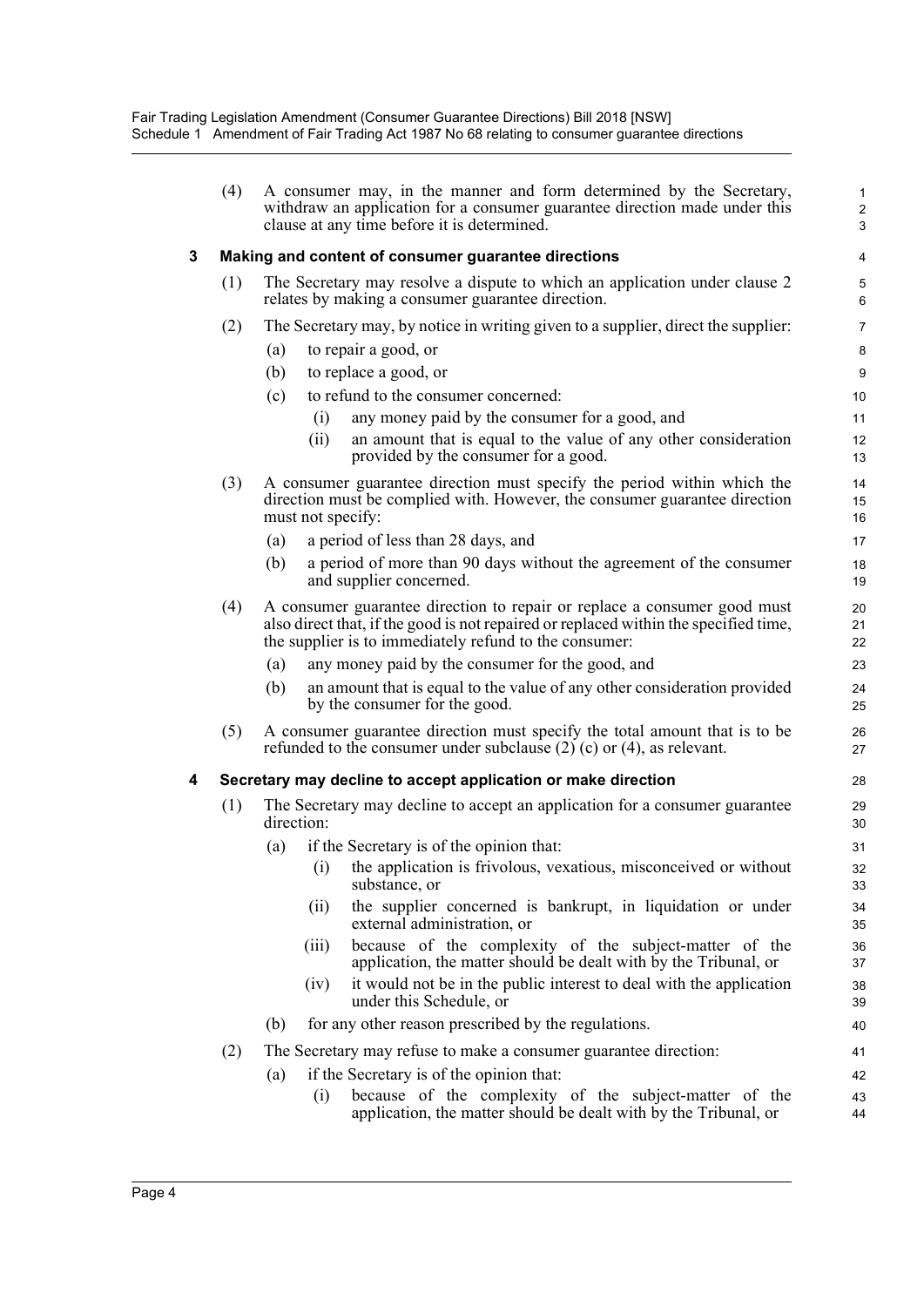(4) A consumer may, in the manner and form determined by the Secretary, withdraw an application for a consumer guarantee direction made under this clause at any time before it is determined.

**3 Making and content of consumer guarantee directions**

(1) The Secretary may resolve a dispute to which an application under clause 2 relates by making a consumer guarantee direction.

(2) The Secretary may, by notice in writing given to a supplier, direct the supplier:

- (a) to repair a good, or
- (b) to replace a good, or
- (c) to refund to the consumer concerned:
  - (i) any money paid by the consumer for a good, and
  - (ii) an amount that is equal to the value of any other consideration provided by the consumer for a good.

(3) A consumer guarantee direction must specify the period within which the direction must be complied with. However, the consumer guarantee direction must not specify:

- (a) a period of less than 28 days, and
- (b) a period of more than 90 days without the agreement of the consumer and supplier concerned.

(4) A consumer guarantee direction to repair or replace a consumer good must also direct that, if the good is not repaired or replaced within the specified time, the supplier is to immediately refund to the consumer:

- (a) any money paid by the consumer for the good, and
- (b) an amount that is equal to the value of any other consideration provided by the consumer for the good.

(5) A consumer guarantee direction must specify the total amount that is to be refunded to the consumer under subclause (2) (c) or (4), as relevant.

**4 Secretary may decline to accept application or make direction**

(1) The Secretary may decline to accept an application for a consumer guarantee direction:

- (a) if the Secretary is of the opinion that:
  - (i) the application is frivolous, vexatious, misconceived or without substance, or
  - (ii) the supplier concerned is bankrupt, in liquidation or under external administration, or
  - (iii) because of the complexity of the subject-matter of the application, the matter should be dealt with by the Tribunal, or
  - (iv) it would not be in the public interest to deal with the application under this Schedule, or
- (b) for any other reason prescribed by the regulations.

(2) The Secretary may refuse to make a consumer guarantee direction:

- (a) if the Secretary is of the opinion that:
  - (i) because of the complexity of the subject-matter of the application, the matter should be dealt with by the Tribunal, or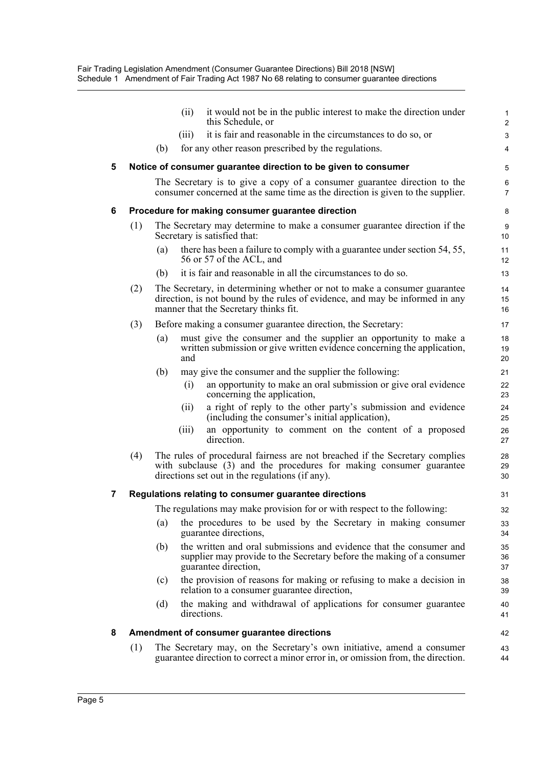(ii) it would not be in the public interest to make the direction under this Schedule, or

(iii) it is fair and reasonable in the circumstances to do so, or

(b) for any other reason prescribed by the regulations.

### 5 Notice of consumer guarantee direction to be given to consumer

The Secretary is to give a copy of a consumer guarantee direction to the consumer concerned at the same time as the direction is given to the supplier.

### 6 Procedure for making consumer guarantee direction

(1) The Secretary may determine to make a consumer guarantee direction if the Secretary is satisfied that:

(a) there has been a failure to comply with a guarantee under section 54, 55, 56 or 57 of the ACL, and

(b) it is fair and reasonable in all the circumstances to do so.

(2) The Secretary, in determining whether or not to make a consumer guarantee direction, is not bound by the rules of evidence, and may be informed in any manner that the Secretary thinks fit.

(3) Before making a consumer guarantee direction, the Secretary:

(a) must give the consumer and the supplier an opportunity to make a written submission or give written evidence concerning the application, and

(b) may give the consumer and the supplier the following:

(i) an opportunity to make an oral submission or give oral evidence concerning the application,

(ii) a right of reply to the other party's submission and evidence (including the consumer's initial application),

(iii) an opportunity to comment on the content of a proposed direction.

(4) The rules of procedural fairness are not breached if the Secretary complies with subclause (3) and the procedures for making consumer guarantee directions set out in the regulations (if any).

### 7 Regulations relating to consumer guarantee directions

The regulations may make provision for or with respect to the following:

(a) the procedures to be used by the Secretary in making consumer guarantee directions,

(b) the written and oral submissions and evidence that the consumer and supplier may provide to the Secretary before the making of a consumer guarantee direction,

(c) the provision of reasons for making or refusing to make a decision in relation to a consumer guarantee direction,

(d) the making and withdrawal of applications for consumer guarantee directions.

### 8 Amendment of consumer guarantee directions

(1) The Secretary may, on the Secretary's own initiative, amend a consumer guarantee direction to correct a minor error in, or omission from, the direction.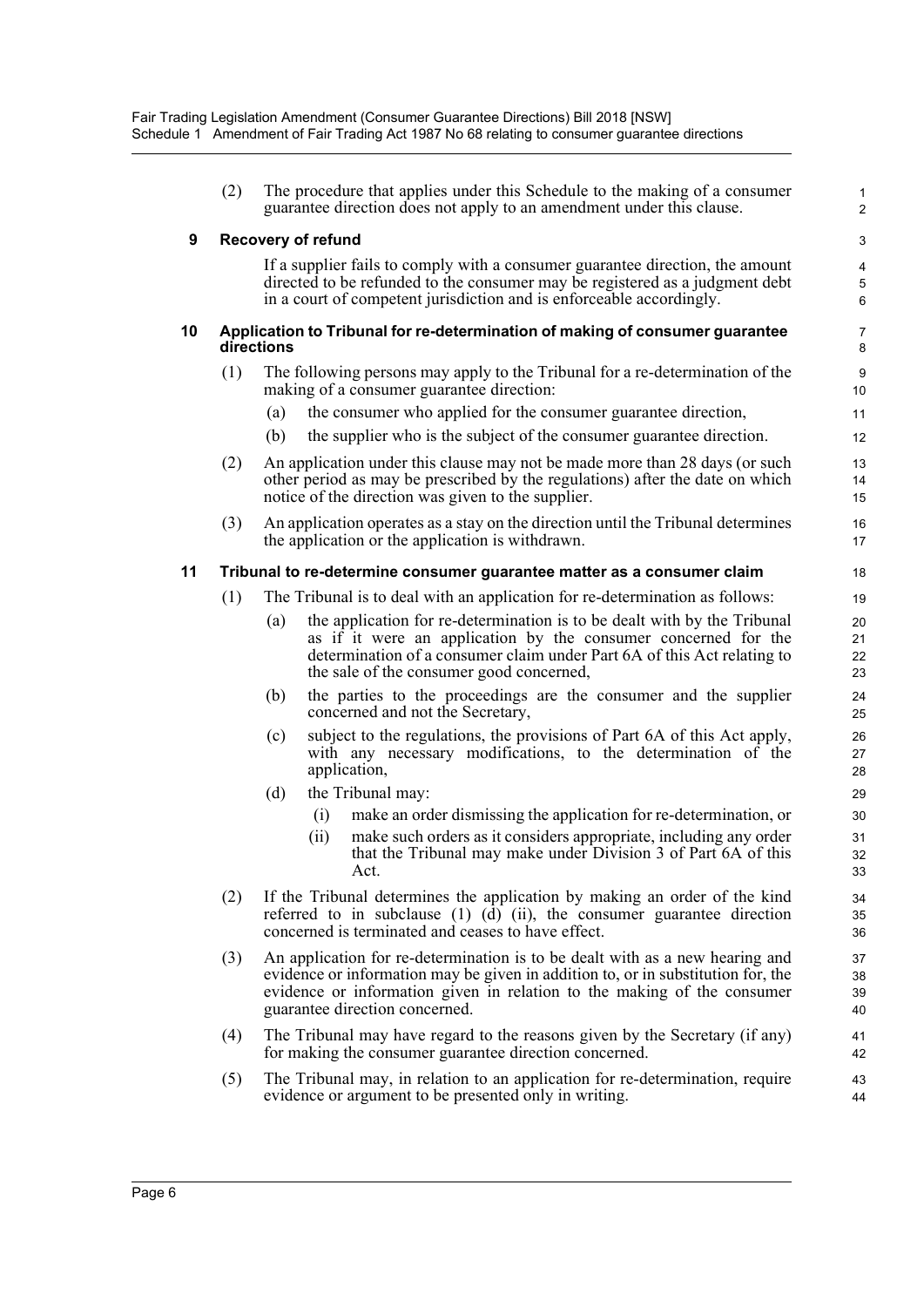(2) The procedure that applies under this Schedule to the making of a consumer guarantee direction does not apply to an amendment under this clause.

**9 Recovery of refund**

If a supplier fails to comply with a consumer guarantee direction, the amount directed to be refunded to the consumer may be registered as a judgment debt in a court of competent jurisdiction and is enforceable accordingly.

**10 Application to Tribunal for re-determination of making of consumer guarantee directions**

(1) The following persons may apply to the Tribunal for a re-determination of the making of a consumer guarantee direction:

- (a) the consumer who applied for the consumer guarantee direction,
- (b) the supplier who is the subject of the consumer guarantee direction.

(2) An application under this clause may not be made more than 28 days (or such other period as may be prescribed by the regulations) after the date on which notice of the direction was given to the supplier.

(3) An application operates as a stay on the direction until the Tribunal determines the application or the application is withdrawn.

**11 Tribunal to re-determine consumer guarantee matter as a consumer claim**

(1) The Tribunal is to deal with an application for re-determination as follows:

- (a) the application for re-determination is to be dealt with by the Tribunal as if it were an application by the consumer concerned for the determination of a consumer claim under Part 6A of this Act relating to the sale of the consumer good concerned,
- (b) the parties to the proceedings are the consumer and the supplier concerned and not the Secretary,
- (c) subject to the regulations, the provisions of Part 6A of this Act apply, with any necessary modifications, to the determination of the application,
- (d) the Tribunal may:
  - (i) make an order dismissing the application for re-determination, or
  - (ii) make such orders as it considers appropriate, including any order that the Tribunal may make under Division 3 of Part 6A of this Act.

(2) If the Tribunal determines the application by making an order of the kind referred to in subclause (1) (d) (ii), the consumer guarantee direction concerned is terminated and ceases to have effect.

(3) An application for re-determination is to be dealt with as a new hearing and evidence or information may be given in addition to, or in substitution for, the evidence or information given in relation to the making of the consumer guarantee direction concerned.

(4) The Tribunal may have regard to the reasons given by the Secretary (if any) for making the consumer guarantee direction concerned.

(5) The Tribunal may, in relation to an application for re-determination, require evidence or argument to be presented only in writing.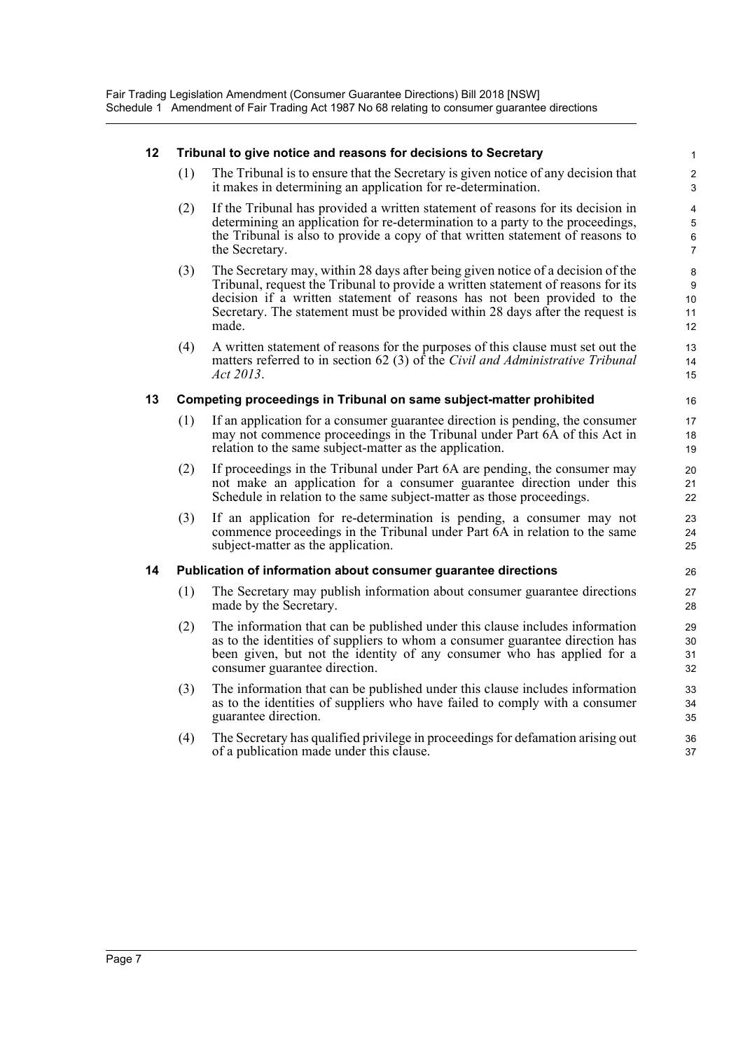### 12 Tribunal to give notice and reasons for decisions to Secretary

(1) The Tribunal is to ensure that the Secretary is given notice of any decision that it makes in determining an application for re-determination.

(2) If the Tribunal has provided a written statement of reasons for its decision in determining an application for re-determination to a party to the proceedings, the Tribunal is also to provide a copy of that written statement of reasons to the Secretary.

(3) The Secretary may, within 28 days after being given notice of a decision of the Tribunal, request the Tribunal to provide a written statement of reasons for its decision if a written statement of reasons has not been provided to the Secretary. The statement must be provided within 28 days after the request is made.

(4) A written statement of reasons for the purposes of this clause must set out the matters referred to in section 62 (3) of the *Civil and Administrative Tribunal Act 2013*.

### 13 Competing proceedings in Tribunal on same subject-matter prohibited

(1) If an application for a consumer guarantee direction is pending, the consumer may not commence proceedings in the Tribunal under Part 6A of this Act in relation to the same subject-matter as the application.

(2) If proceedings in the Tribunal under Part 6A are pending, the consumer may not make an application for a consumer guarantee direction under this Schedule in relation to the same subject-matter as those proceedings.

(3) If an application for re-determination is pending, a consumer may not commence proceedings in the Tribunal under Part 6A in relation to the same subject-matter as the application.

### 14 Publication of information about consumer guarantee directions

(1) The Secretary may publish information about consumer guarantee directions made by the Secretary.

(2) The information that can be published under this clause includes information as to the identities of suppliers to whom a consumer guarantee direction has been given, but not the identity of any consumer who has applied for a consumer guarantee direction.

(3) The information that can be published under this clause includes information as to the identities of suppliers who have failed to comply with a consumer guarantee direction.

(4) The Secretary has qualified privilege in proceedings for defamation arising out of a publication made under this clause.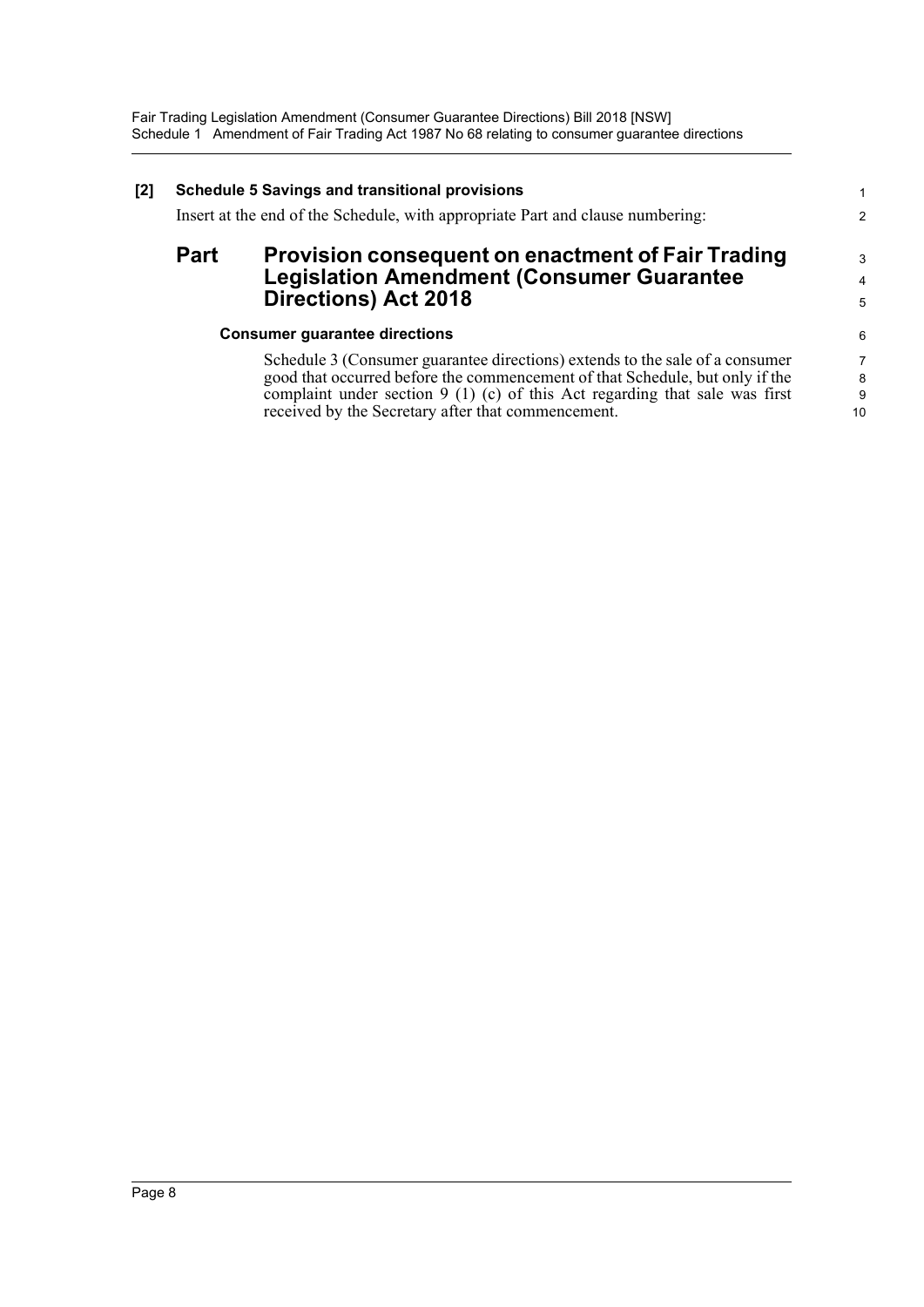**[2] Schedule 5 Savings and transitional provisions**

Insert at the end of the Schedule, with appropriate Part and clause numbering:

## Part Provision consequent on enactment of Fair Trading Legislation Amendment (Consumer Guarantee Directions) Act 2018

### Consumer guarantee directions

Schedule 3 (Consumer guarantee directions) extends to the sale of a consumer good that occurred before the commencement of that Schedule, but only if the complaint under section 9 (1) (c) of this Act regarding that sale was first received by the Secretary after that commencement.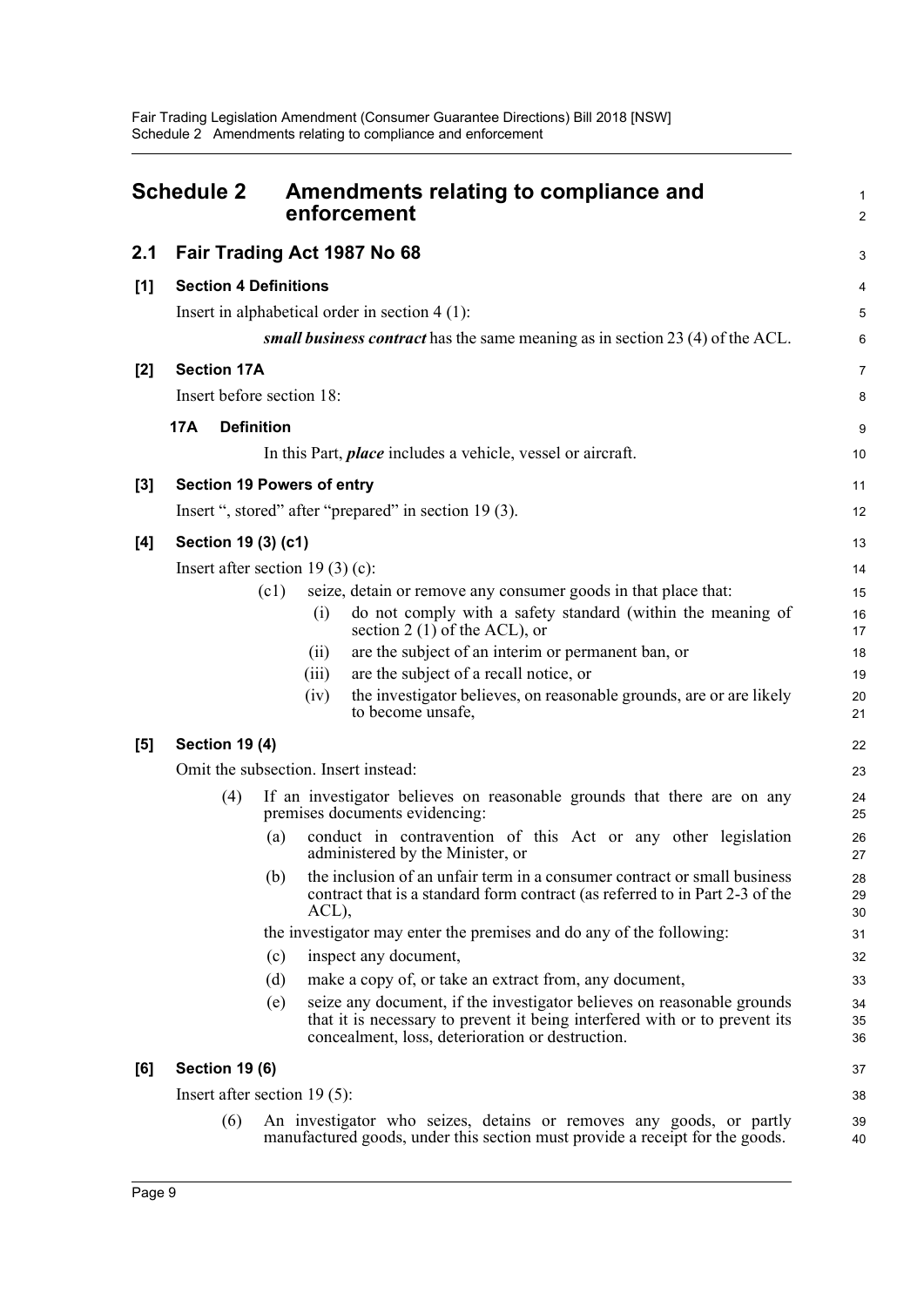## Schedule 2 Amendments relating to compliance and enforcement

### 2.1 Fair Trading Act 1987 No 68

**[1] Section 4 Definitions**

Insert in alphabetical order in section 4 (1):

> ***small business contract*** has the same meaning as in section 23 (4) of the ACL.

**[2] Section 17A**

Insert before section 18:

> **17A Definition**
>
> In this Part, ***place*** includes a vehicle, vessel or aircraft.

**[3] Section 19 Powers of entry**

Insert ", stored" after "prepared" in section 19 (3).

**[4] Section 19 (3) (c1)**

Insert after section 19 (3) (c):

> (c1) seize, detain or remove any consumer goods in that place that:
>
> (i) do not comply with a safety standard (within the meaning of section 2 (1) of the ACL), or
>
> (ii) are the subject of an interim or permanent ban, or
>
> (iii) are the subject of a recall notice, or
>
> (iv) the investigator believes, on reasonable grounds, are or are likely to become unsafe,

**[5] Section 19 (4)**

Omit the subsection. Insert instead:

> (4) If an investigator believes on reasonable grounds that there are on any premises documents evidencing:
>
> (a) conduct in contravention of this Act or any other legislation administered by the Minister, or
>
> (b) the inclusion of an unfair term in a consumer contract or small business contract that is a standard form contract (as referred to in Part 2-3 of the ACL),
>
> the investigator may enter the premises and do any of the following:
>
> (c) inspect any document,
>
> (d) make a copy of, or take an extract from, any document,
>
> (e) seize any document, if the investigator believes on reasonable grounds that it is necessary to prevent it being interfered with or to prevent its concealment, loss, deterioration or destruction.

**[6] Section 19 (6)**

Insert after section 19 (5):

> (6) An investigator who seizes, detains or removes any goods, or partly manufactured goods, under this section must provide a receipt for the goods.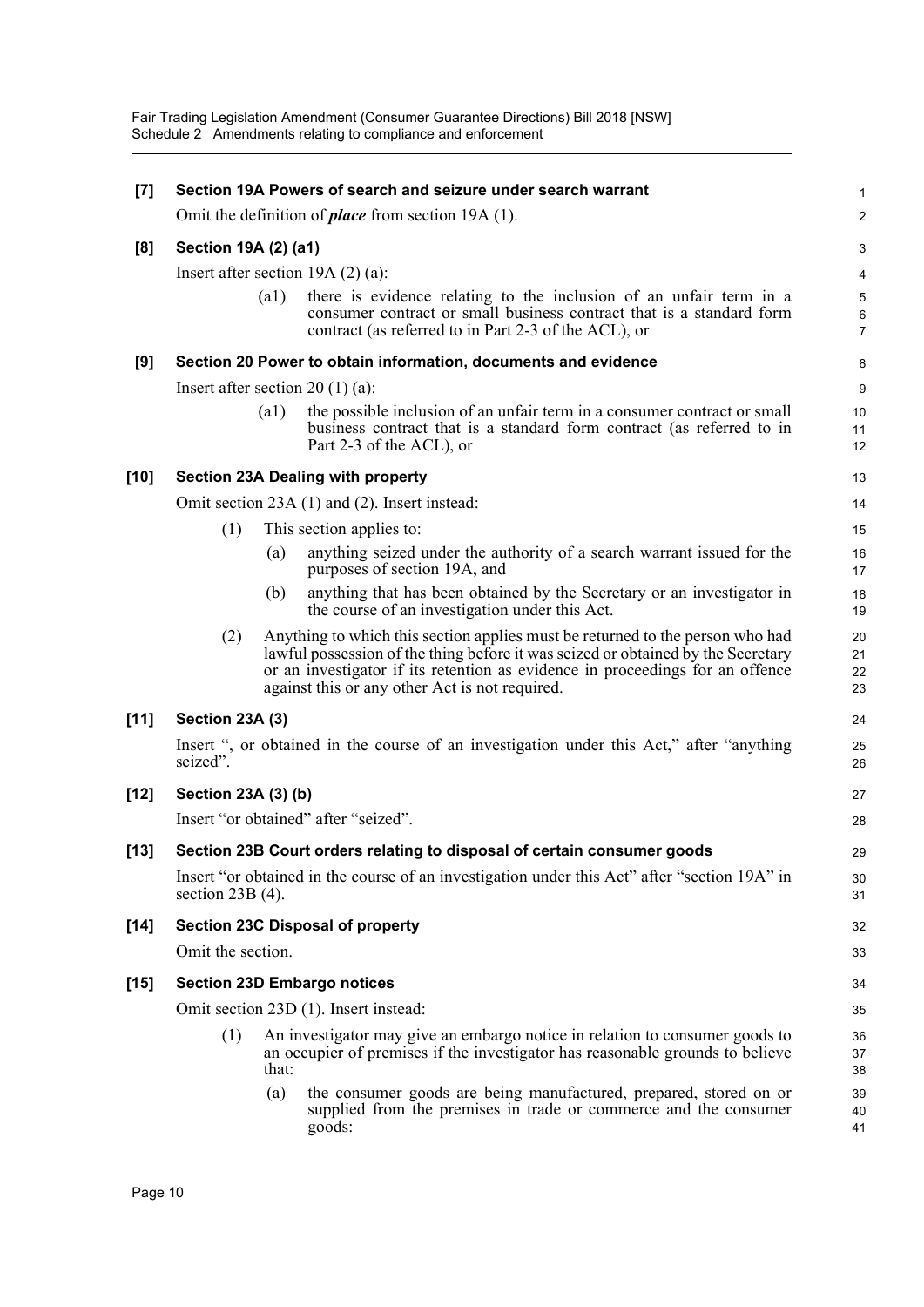**[7] Section 19A Powers of search and seizure under search warrant**

Omit the definition of ***place*** from section 19A (1).

**[8] Section 19A (2) (a1)**

Insert after section 19A (2) (a):

(a1) there is evidence relating to the inclusion of an unfair term in a consumer contract or small business contract that is a standard form contract (as referred to in Part 2-3 of the ACL), or

**[9] Section 20 Power to obtain information, documents and evidence**

Insert after section 20 (1) (a):

(a1) the possible inclusion of an unfair term in a consumer contract or small business contract that is a standard form contract (as referred to in Part 2-3 of the ACL), or

**[10] Section 23A Dealing with property**

Omit section 23A (1) and (2). Insert instead:

(1) This section applies to:

(a) anything seized under the authority of a search warrant issued for the purposes of section 19A, and

(b) anything that has been obtained by the Secretary or an investigator in the course of an investigation under this Act.

(2) Anything to which this section applies must be returned to the person who had lawful possession of the thing before it was seized or obtained by the Secretary or an investigator if its retention as evidence in proceedings for an offence against this or any other Act is not required.

**[11] Section 23A (3)**

Insert ", or obtained in the course of an investigation under this Act," after "anything seized".

**[12] Section 23A (3) (b)**

Insert "or obtained" after "seized".

**[13] Section 23B Court orders relating to disposal of certain consumer goods**

Insert "or obtained in the course of an investigation under this Act" after "section 19A" in section 23B (4).

**[14] Section 23C Disposal of property**

Omit the section.

**[15] Section 23D Embargo notices**

Omit section 23D (1). Insert instead:

(1) An investigator may give an embargo notice in relation to consumer goods to an occupier of premises if the investigator has reasonable grounds to believe that:

(a) the consumer goods are being manufactured, prepared, stored on or supplied from the premises in trade or commerce and the consumer goods: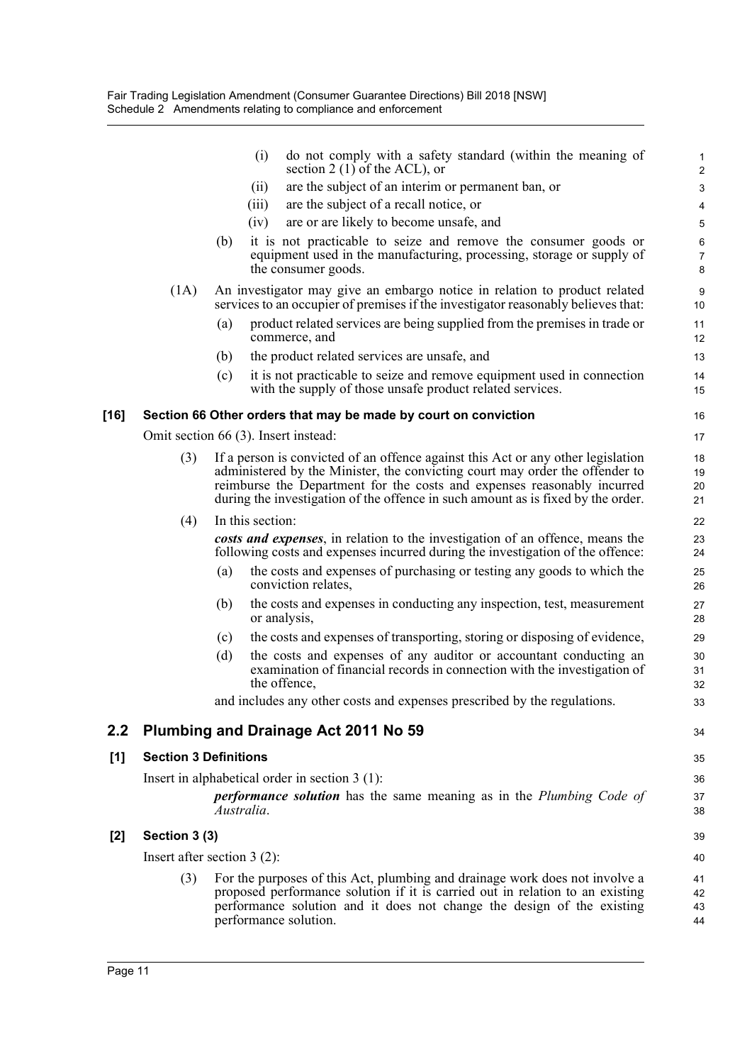(i) do not comply with a safety standard (within the meaning of section 2 (1) of the ACL), or

(ii) are the subject of an interim or permanent ban, or

(iii) are the subject of a recall notice, or

(iv) are or are likely to become unsafe, and

(b) it is not practicable to seize and remove the consumer goods or equipment used in the manufacturing, processing, storage or supply of the consumer goods.

(1A) An investigator may give an embargo notice in relation to product related services to an occupier of premises if the investigator reasonably believes that:

(a) product related services are being supplied from the premises in trade or commerce, and

(b) the product related services are unsafe, and

(c) it is not practicable to seize and remove equipment used in connection with the supply of those unsafe product related services.

### [16] Section 66 Other orders that may be made by court on conviction

Omit section 66 (3). Insert instead:

(3) If a person is convicted of an offence against this Act or any other legislation administered by the Minister, the convicting court may order the offender to reimburse the Department for the costs and expenses reasonably incurred during the investigation of the offence in such amount as is fixed by the order.

(4) In this section:

***costs and expenses***, in relation to the investigation of an offence, means the following costs and expenses incurred during the investigation of the offence:

(a) the costs and expenses of purchasing or testing any goods to which the conviction relates,

(b) the costs and expenses in conducting any inspection, test, measurement or analysis,

(c) the costs and expenses of transporting, storing or disposing of evidence,

(d) the costs and expenses of any auditor or accountant conducting an examination of financial records in connection with the investigation of the offence,

and includes any other costs and expenses prescribed by the regulations.

## 2.2 Plumbing and Drainage Act 2011 No 59

### [1] Section 3 Definitions

Insert in alphabetical order in section 3 (1):

***performance solution*** has the same meaning as in the *Plumbing Code of Australia*.

### [2] Section 3 (3)

Insert after section 3 (2):

(3) For the purposes of this Act, plumbing and drainage work does not involve a proposed performance solution if it is carried out in relation to an existing performance solution and it does not change the design of the existing performance solution.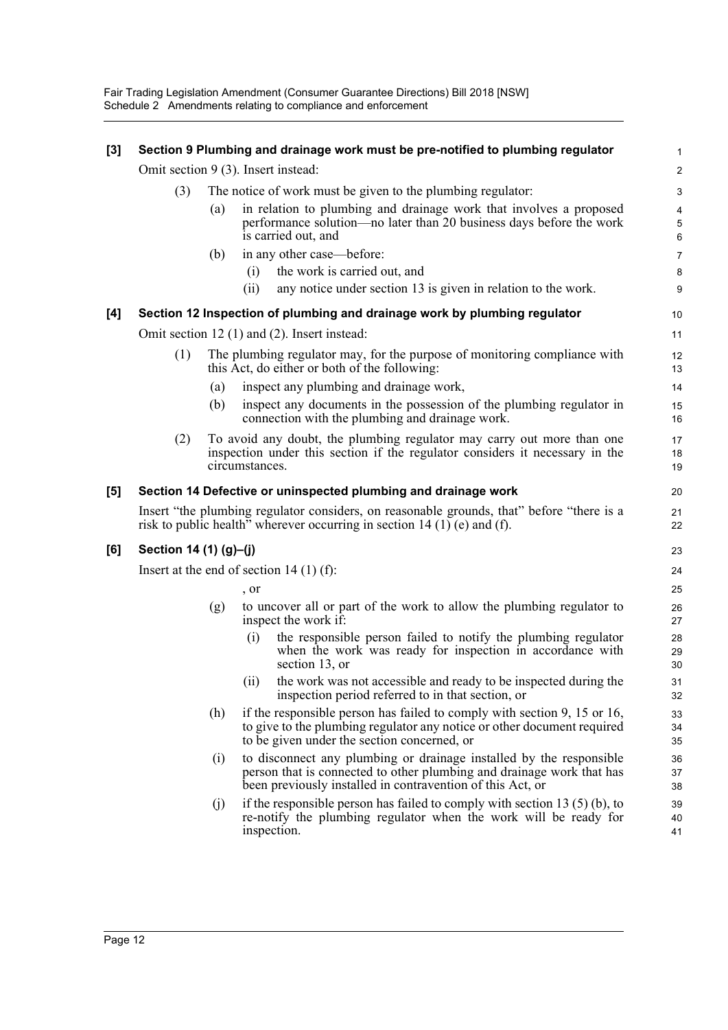**[3] Section 9 Plumbing and drainage work must be pre-notified to plumbing regulator**

Omit section 9 (3). Insert instead:

(3) The notice of work must be given to the plumbing regulator:

(a) in relation to plumbing and drainage work that involves a proposed performance solution—no later than 20 business days before the work is carried out, and

(b) in any other case—before:

(i) the work is carried out, and

(ii) any notice under section 13 is given in relation to the work.

**[4] Section 12 Inspection of plumbing and drainage work by plumbing regulator**

Omit section 12 (1) and (2). Insert instead:

(1) The plumbing regulator may, for the purpose of monitoring compliance with this Act, do either or both of the following:

(a) inspect any plumbing and drainage work,

(b) inspect any documents in the possession of the plumbing regulator in connection with the plumbing and drainage work.

(2) To avoid any doubt, the plumbing regulator may carry out more than one inspection under this section if the regulator considers it necessary in the circumstances.

**[5] Section 14 Defective or uninspected plumbing and drainage work**

Insert "the plumbing regulator considers, on reasonable grounds, that" before "there is a risk to public health" wherever occurring in section 14 (1) (e) and (f).

**[6] Section 14 (1) (g)–(j)**

Insert at the end of section 14 (1) (f):

, or

(g) to uncover all or part of the work to allow the plumbing regulator to inspect the work if:

(i) the responsible person failed to notify the plumbing regulator when the work was ready for inspection in accordance with section 13, or

(ii) the work was not accessible and ready to be inspected during the inspection period referred to in that section, or

(h) if the responsible person has failed to comply with section 9, 15 or 16, to give to the plumbing regulator any notice or other document required to be given under the section concerned, or

(i) to disconnect any plumbing or drainage installed by the responsible person that is connected to other plumbing and drainage work that has been previously installed in contravention of this Act, or

(j) if the responsible person has failed to comply with section 13 (5) (b), to re-notify the plumbing regulator when the work will be ready for inspection.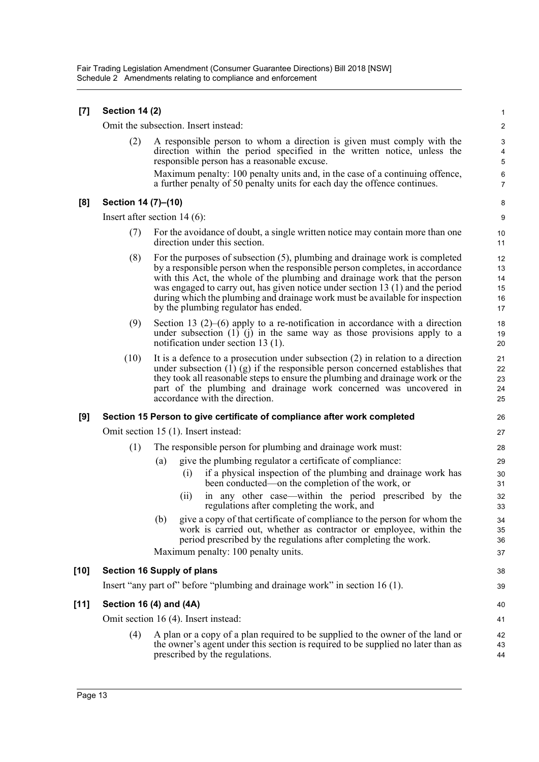**[7] Section 14 (2)**

Omit the subsection. Insert instead:

(2) A responsible person to whom a direction is given must comply with the direction within the period specified in the written notice, unless the responsible person has a reasonable excuse.

Maximum penalty: 100 penalty units and, in the case of a continuing offence, a further penalty of 50 penalty units for each day the offence continues.

**[8] Section 14 (7)–(10)**

Insert after section 14 (6):

(7) For the avoidance of doubt, a single written notice may contain more than one direction under this section.

(8) For the purposes of subsection (5), plumbing and drainage work is completed by a responsible person when the responsible person completes, in accordance with this Act, the whole of the plumbing and drainage work that the person was engaged to carry out, has given notice under section 13 (1) and the period during which the plumbing and drainage work must be available for inspection by the plumbing regulator has ended.

(9) Section 13 (2)–(6) apply to a re-notification in accordance with a direction under subsection (1) (j) in the same way as those provisions apply to a notification under section 13 (1).

(10) It is a defence to a prosecution under subsection (2) in relation to a direction under subsection (1) (g) if the responsible person concerned establishes that they took all reasonable steps to ensure the plumbing and drainage work or the part of the plumbing and drainage work concerned was uncovered in accordance with the direction.

**[9] Section 15 Person to give certificate of compliance after work completed**

Omit section 15 (1). Insert instead:

(1) The responsible person for plumbing and drainage work must:

(a) give the plumbing regulator a certificate of compliance:

(i) if a physical inspection of the plumbing and drainage work has been conducted—on the completion of the work, or

(ii) in any other case—within the period prescribed by the regulations after completing the work, and

(b) give a copy of that certificate of compliance to the person for whom the work is carried out, whether as contractor or employee, within the period prescribed by the regulations after completing the work.

Maximum penalty: 100 penalty units.

**[10] Section 16 Supply of plans**

Insert "any part of" before "plumbing and drainage work" in section 16 (1).

**[11] Section 16 (4) and (4A)**

Omit section 16 (4). Insert instead:

(4) A plan or a copy of a plan required to be supplied to the owner of the land or the owner's agent under this section is required to be supplied no later than as prescribed by the regulations.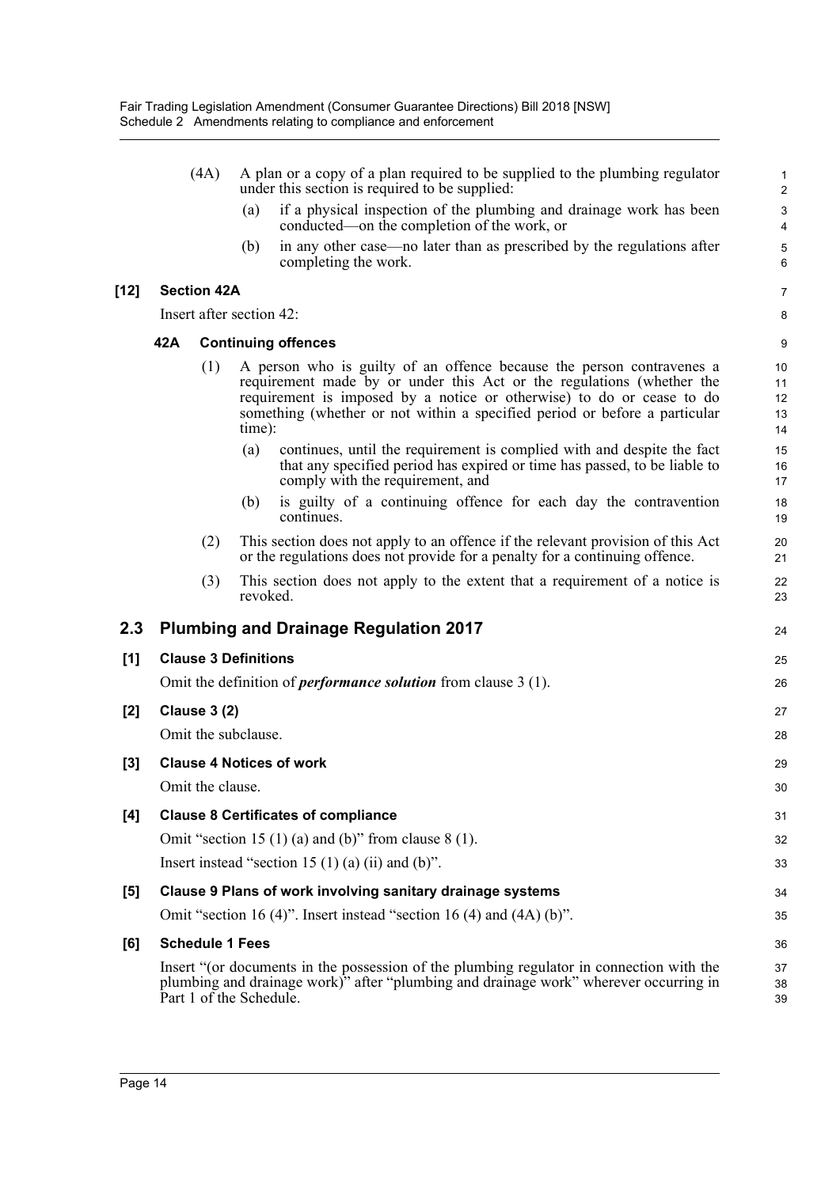(4A) A plan or a copy of a plan required to be supplied to the plumbing regulator under this section is required to be supplied:

(a) if a physical inspection of the plumbing and drainage work has been conducted—on the completion of the work, or

(b) in any other case—no later than as prescribed by the regulations after completing the work.

**[12] Section 42A**

Insert after section 42:

**42A Continuing offences**

(1) A person who is guilty of an offence because the person contravenes a requirement made by or under this Act or the regulations (whether the requirement is imposed by a notice or otherwise) to do or cease to do something (whether or not within a specified period or before a particular time):

(a) continues, until the requirement is complied with and despite the fact that any specified period has expired or time has passed, to be liable to comply with the requirement, and

(b) is guilty of a continuing offence for each day the contravention continues.

(2) This section does not apply to an offence if the relevant provision of this Act or the regulations does not provide for a penalty for a continuing offence.

(3) This section does not apply to the extent that a requirement of a notice is revoked.

## 2.3 Plumbing and Drainage Regulation 2017

**[1] Clause 3 Definitions**

Omit the definition of ***performance solution*** from clause 3 (1).

**[2] Clause 3 (2)**

Omit the subclause.

**[3] Clause 4 Notices of work**

Omit the clause.

**[4] Clause 8 Certificates of compliance**

Omit "section 15 (1) (a) and (b)" from clause 8 (1).

Insert instead "section 15 (1) (a) (ii) and (b)".

**[5] Clause 9 Plans of work involving sanitary drainage systems**

Omit "section 16 (4)". Insert instead "section 16 (4) and (4A) (b)".

**[6] Schedule 1 Fees**

Insert "(or documents in the possession of the plumbing regulator in connection with the plumbing and drainage work)" after "plumbing and drainage work" wherever occurring in Part 1 of the Schedule.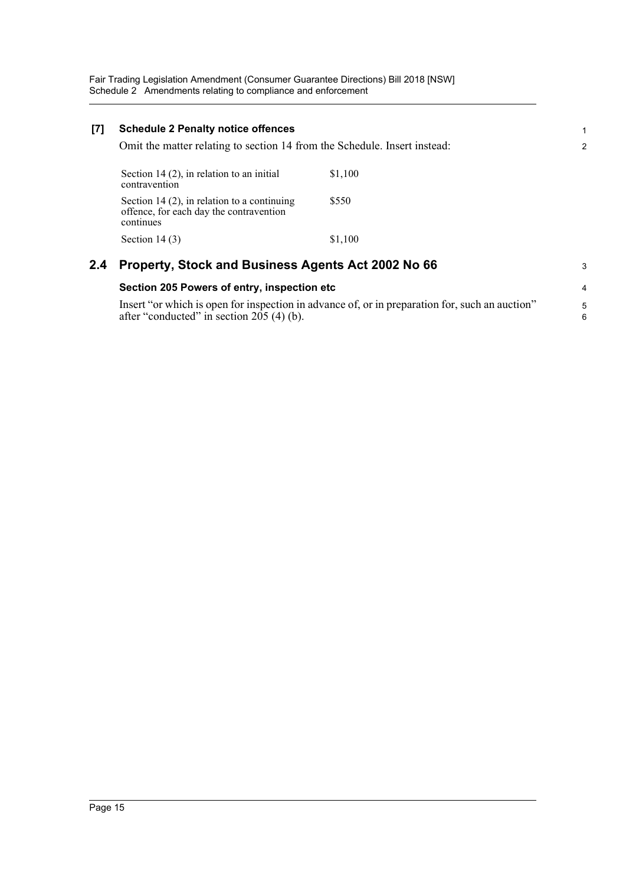**[7] Schedule 2 Penalty notice offences**

Omit the matter relating to section 14 from the Schedule. Insert instead:

| | |
|---|---|
| Section 14 (2), in relation to an initial contravention | $1,100 |
| Section 14 (2), in relation to a continuing offence, for each day the contravention continues | $550 |
| Section 14 (3) | $1,100 |

## 2.4 Property, Stock and Business Agents Act 2002 No 66

**Section 205 Powers of entry, inspection etc**

Insert "or which is open for inspection in advance of, or in preparation for, such an auction" after "conducted" in section 205 (4) (b).